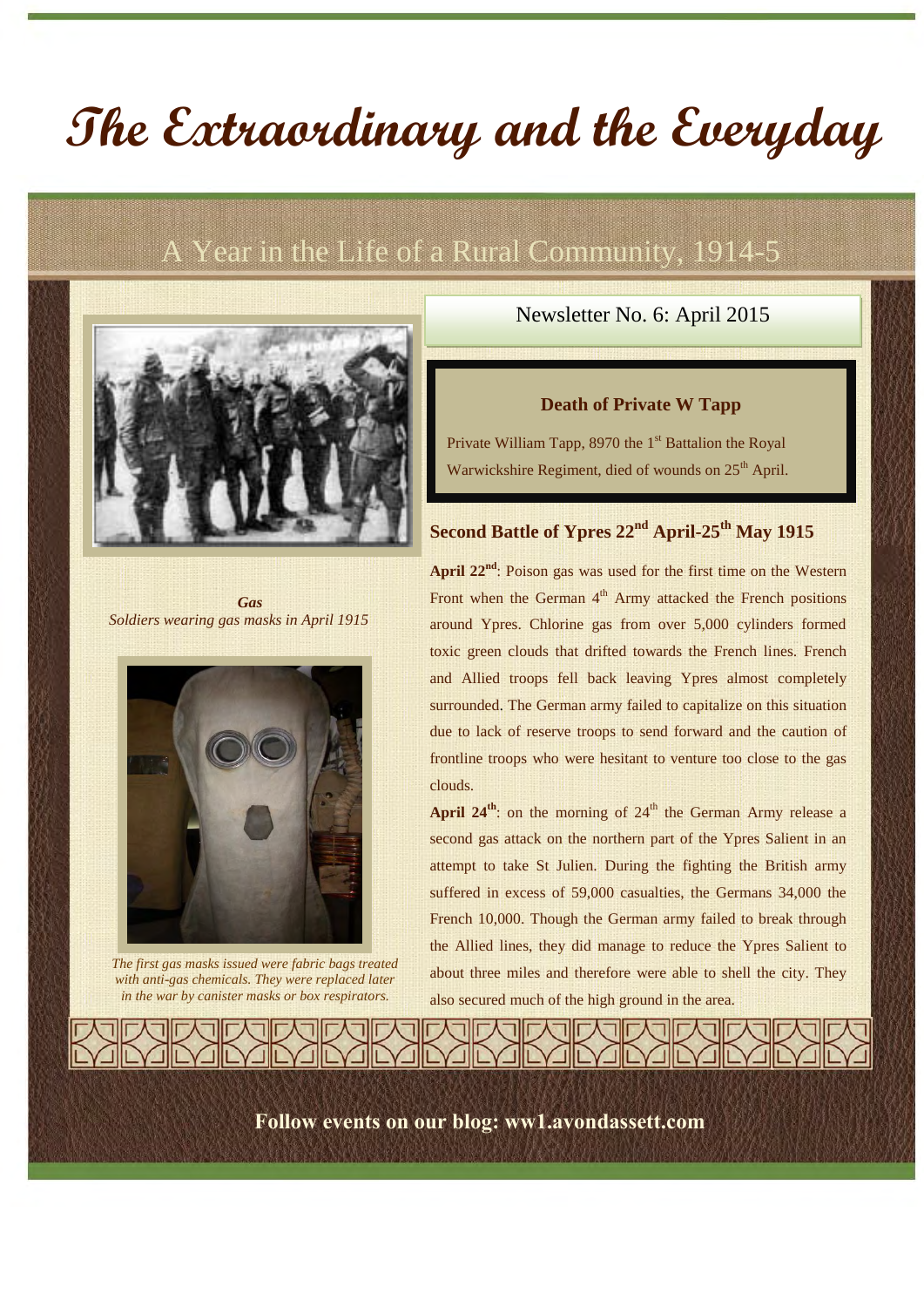# The Extraordinary and the Everyday

## A Year in the Life of a Rural Community, 1914-5

Newsletter No. 6: April 2015

***Gas***
*Soldiers wearing gas masks in April 1915*

*The first gas masks issued were fabric bags treated with anti-gas chemicals. They were replaced later in the war by canister masks or box respirators.*

### Death of Private W Tapp

Private William Tapp, 8970 the 1st Battalion the Royal Warwickshire Regiment, died of wounds on 25th April.

### Second Battle of Ypres 22nd April-25th May 1915

**April 22nd**: Poison gas was used for the first time on the Western Front when the German 4th Army attacked the French positions around Ypres. Chlorine gas from over 5,000 cylinders formed toxic green clouds that drifted towards the French lines. French and Allied troops fell back leaving Ypres almost completely surrounded. The German army failed to capitalize on this situation due to lack of reserve troops to send forward and the caution of frontline troops who were hesitant to venture too close to the gas clouds.

**April 24th**: on the morning of 24th the German Army release a second gas attack on the northern part of the Ypres Salient in an attempt to take St Julien. During the fighting the British army suffered in excess of 59,000 casualties, the Germans 34,000 the French 10,000. Though the German army failed to break through the Allied lines, they did manage to reduce the Ypres Salient to about three miles and therefore were able to shell the city. They also secured much of the high ground in the area.

**Follow events on our blog: ww1.avondassett.com**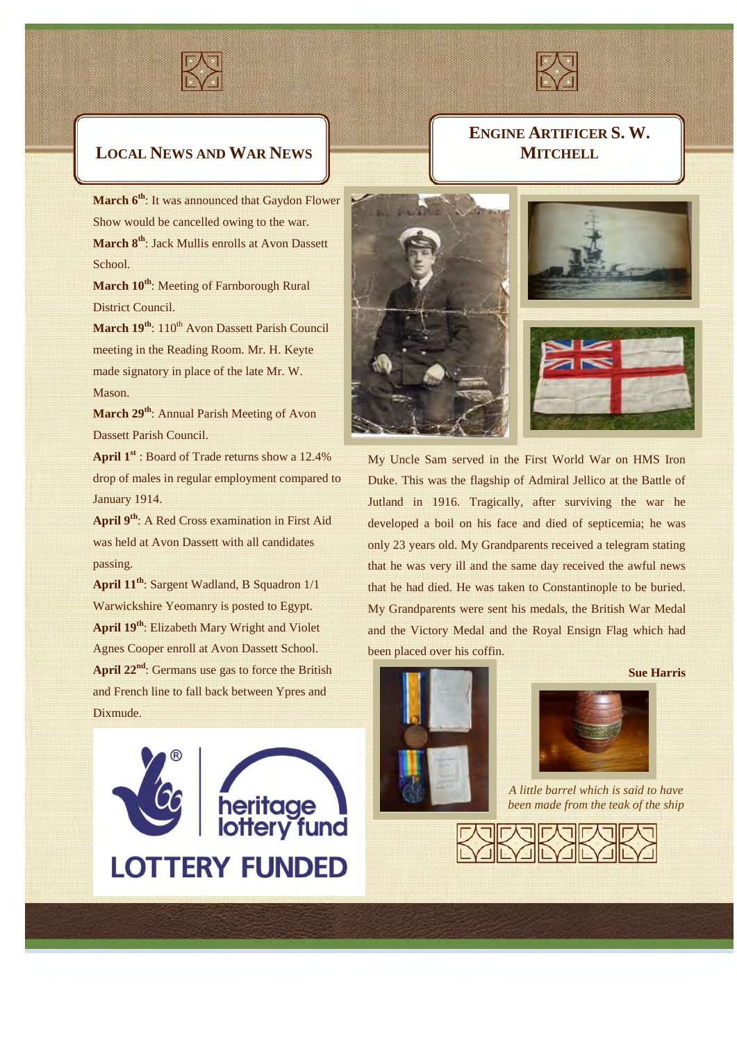## Local News and War News

**March 6th**: It was announced that Gaydon Flower Show would be cancelled owing to the war.

**March 8th**: Jack Mullis enrolls at Avon Dassett School.

**March 10th**: Meeting of Farnborough Rural District Council.

**March 19th**: 110th Avon Dassett Parish Council meeting in the Reading Room. Mr. H. Keyte made signatory in place of the late Mr. W. Mason.

**March 29th**: Annual Parish Meeting of Avon Dassett Parish Council.

**April 1st** : Board of Trade returns show a 12.4% drop of males in regular employment compared to January 1914.

**April 9th**: A Red Cross examination in First Aid was held at Avon Dassett with all candidates passing.

**April 11th**: Sargent Wadland, B Squadron 1/1 Warwickshire Yeomanry is posted to Egypt.

**April 19th**: Elizabeth Mary Wright and Violet Agnes Cooper enroll at Avon Dassett School.

**April 22nd**: Germans use gas to force the British and French line to fall back between Ypres and Dixmude.

heritage lottery fund

LOTTERY FUNDED

## Engine Artificer S. W. Mitchell

My Uncle Sam served in the First World War on HMS Iron Duke. This was the flagship of Admiral Jellico at the Battle of Jutland in 1916. Tragically, after surviving the war he developed a boil on his face and died of septicemia; he was only 23 years old. My Grandparents received a telegram stating that he was very ill and the same day received the awful news that he had died. He was taken to Constantinople to be buried. My Grandparents were sent his medals, the British War Medal and the Victory Medal and the Royal Ensign Flag which had been placed over his coffin.

**Sue Harris**

*A little barrel which is said to have been made from the teak of the ship*